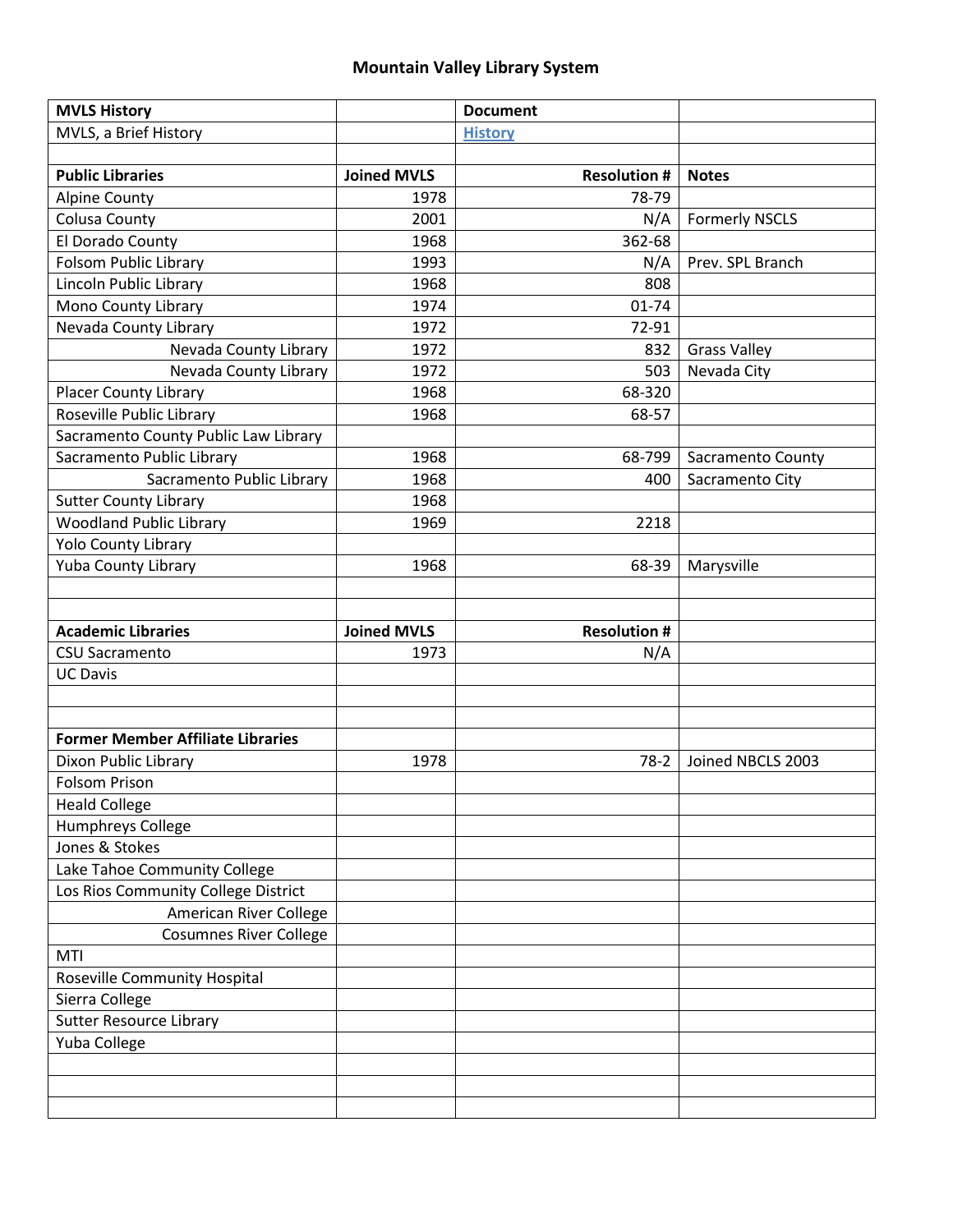# Mountain Valley Library System

| MVLS History | | Document | |
|---|---|---|---|
| MVLS, a Brief History | | History | |
| | | | |
| **Public Libraries** | **Joined MVLS** | **Resolution #** | **Notes** |
| Alpine County | 1978 | 78-79 | |
| Colusa County | 2001 | N/A | Formerly NSCLS |
| El Dorado County | 1968 | 362-68 | |
| Folsom Public Library | 1993 | N/A | Prev. SPL Branch |
| Lincoln Public Library | 1968 | 808 | |
| Mono County Library | 1974 | 01-74 | |
| Nevada County Library | 1972 | 72-91 | |
| Nevada County Library | 1972 | 832 | Grass Valley |
| Nevada County Library | 1972 | 503 | Nevada City |
| Placer County Library | 1968 | 68-320 | |
| Roseville Public Library | 1968 | 68-57 | |
| Sacramento County Public Law Library | | | |
| Sacramento Public Library | 1968 | 68-799 | Sacramento County |
| Sacramento Public Library | 1968 | 400 | Sacramento City |
| Sutter County Library | 1968 | | |
| Woodland Public Library | 1969 | 2218 | |
| Yolo County Library | | | |
| Yuba County Library | 1968 | 68-39 | Marysville |
| | | | |
| | | | |
| **Academic Libraries** | **Joined MVLS** | **Resolution #** | |
| CSU Sacramento | 1973 | N/A | |
| UC Davis | | | |
| | | | |
| | | | |
| **Former Member Affiliate Libraries** | | | |
| Dixon Public Library | 1978 | 78-2 | Joined NBCLS 2003 |
| Folsom Prison | | | |
| Heald College | | | |
| Humphreys College | | | |
| Jones & Stokes | | | |
| Lake Tahoe Community College | | | |
| Los Rios Community College District | | | |
| American River College | | | |
| Cosumnes River College | | | |
| MTI | | | |
| Roseville Community Hospital | | | |
| Sierra College | | | |
| Sutter Resource Library | | | |
| Yuba College | | | |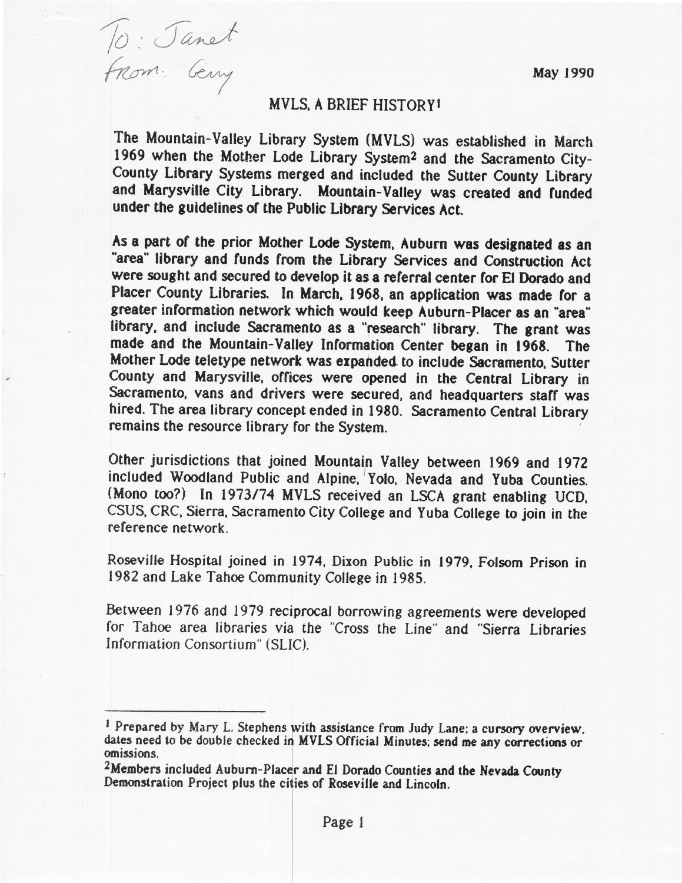To: Janet
From: Gerry

May 1990

## MVLS, A BRIEF HISTORY[1]

The Mountain-Valley Library System (MVLS) was established in March 1969 when the Mother Lode Library System[2] and the Sacramento City-County Library Systems merged and included the Sutter County Library and Marysville City Library. Mountain-Valley was created and funded under the guidelines of the Public Library Services Act.

As a part of the prior Mother Lode System, Auburn was designated as an "area" library and funds from the Library Services and Construction Act were sought and secured to develop it as a referral center for El Dorado and Placer County Libraries. In March, 1968, an application was made for a greater information network which would keep Auburn-Placer as an "area" library, and include Sacramento as a "research" library. The grant was made and the Mountain-Valley Information Center began in 1968. The Mother Lode teletype network was expanded to include Sacramento, Sutter County and Marysville, offices were opened in the Central Library in Sacramento, vans and drivers were secured, and headquarters staff was hired. The area library concept ended in 1980. Sacramento Central Library remains the resource library for the System.

Other jurisdictions that joined Mountain Valley between 1969 and 1972 included Woodland Public and Alpine, Yolo, Nevada and Yuba Counties. (Mono too?) In 1973/74 MVLS received an LSCA grant enabling UCD, CSUS, CRC, Sierra, Sacramento City College and Yuba College to join in the reference network.

Roseville Hospital joined in 1974, Dixon Public in 1979, Folsom Prison in 1982 and Lake Tahoe Community College in 1985.

Between 1976 and 1979 reciprocal borrowing agreements were developed for Tahoe area libraries via the "Cross the Line" and "Sierra Libraries Information Consortium" (SLIC).

---

[1] Prepared by Mary L. Stephens with assistance from Judy Lane; a cursory overview, dates need to be double checked in MVLS Official Minutes; send me any corrections or omissions.

[2] Members included Auburn-Placer and El Dorado Counties and the Nevada County Demonstration Project plus the cities of Roseville and Lincoln.